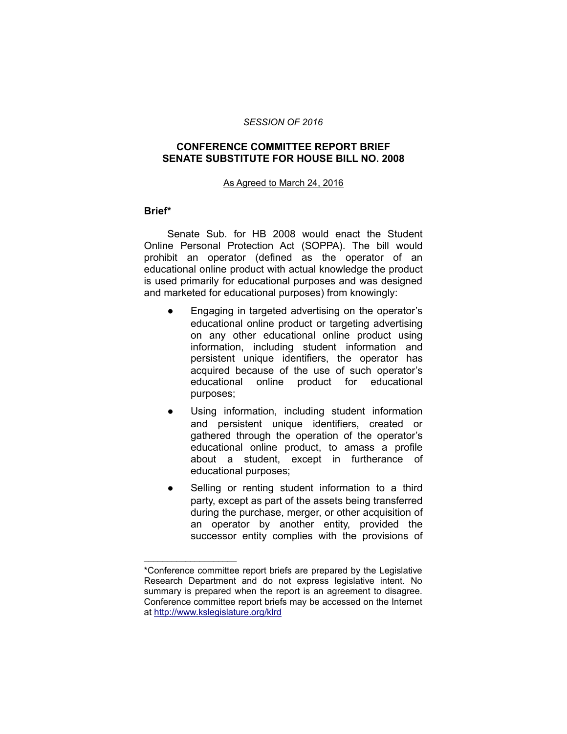*SESSION OF 2016*

**CONFERENCE COMMITTEE REPORT BRIEF**
**SENATE SUBSTITUTE FOR HOUSE BILL NO. 2008**

As Agreed to March 24, 2016

**Brief***

Senate Sub. for HB 2008 would enact the Student Online Personal Protection Act (SOPPA). The bill would prohibit an operator (defined as the operator of an educational online product with actual knowledge the product is used primarily for educational purposes and was designed and marketed for educational purposes) from knowingly:

- Engaging in targeted advertising on the operator's educational online product or targeting advertising on any other educational online product using information, including student information and persistent unique identifiers, the operator has acquired because of the use of such operator's educational online product for educational purposes;
- Using information, including student information and persistent unique identifiers, created or gathered through the operation of the operator's educational online product, to amass a profile about a student, except in furtherance of educational purposes;
- Selling or renting student information to a third party, except as part of the assets being transferred during the purchase, merger, or other acquisition of an operator by another entity, provided the successor entity complies with the provisions of

---

*Conference committee report briefs are prepared by the Legislative Research Department and do not express legislative intent. No summary is prepared when the report is an agreement to disagree. Conference committee report briefs may be accessed on the Internet at http://www.kslegislature.org/klrd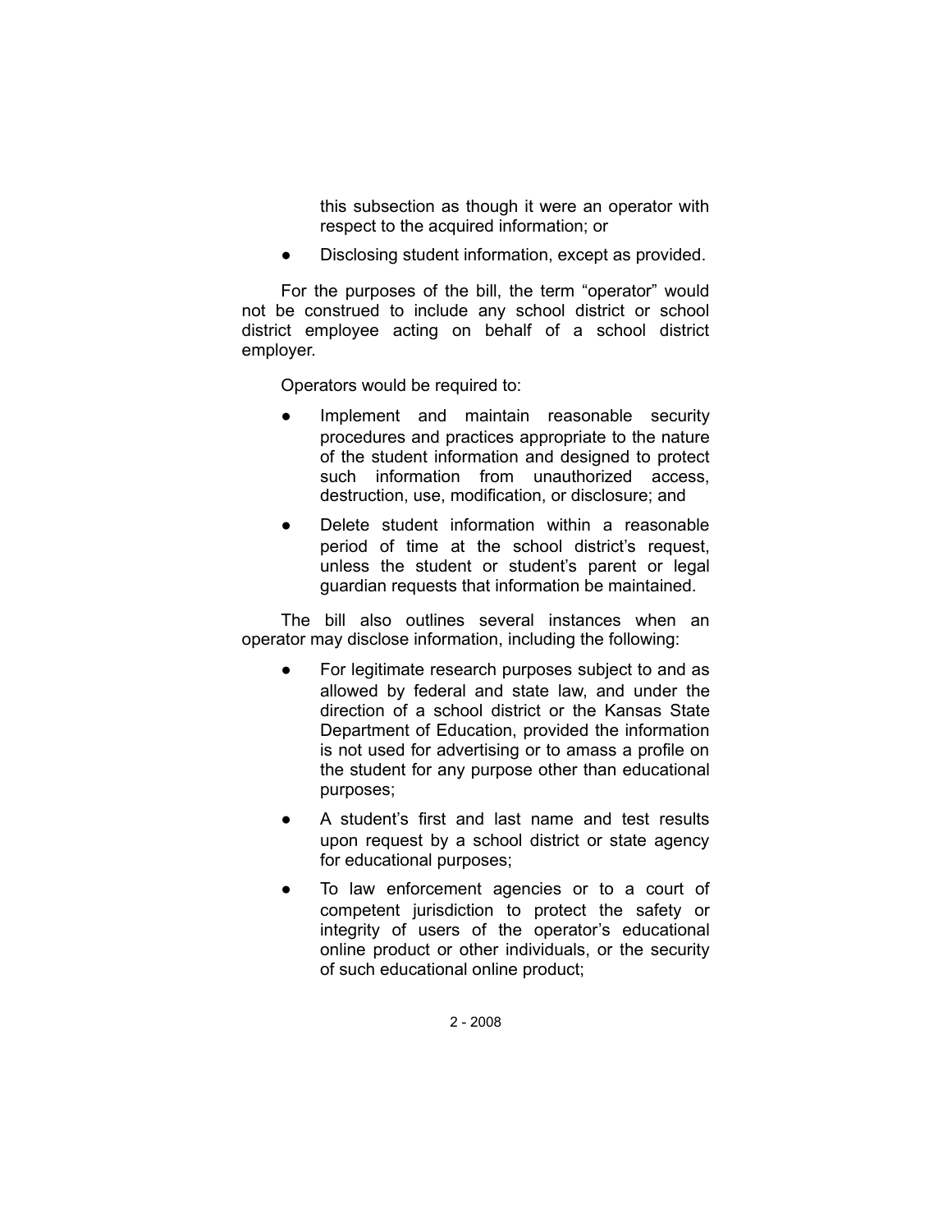this subsection as though it were an operator with respect to the acquired information; or

- Disclosing student information, except as provided.

For the purposes of the bill, the term "operator" would not be construed to include any school district or school district employee acting on behalf of a school district employer.

Operators would be required to:

- Implement and maintain reasonable security procedures and practices appropriate to the nature of the student information and designed to protect such information from unauthorized access, destruction, use, modification, or disclosure; and
- Delete student information within a reasonable period of time at the school district's request, unless the student or student's parent or legal guardian requests that information be maintained.

The bill also outlines several instances when an operator may disclose information, including the following:

- For legitimate research purposes subject to and as allowed by federal and state law, and under the direction of a school district or the Kansas State Department of Education, provided the information is not used for advertising or to amass a profile on the student for any purpose other than educational purposes;
- A student's first and last name and test results upon request by a school district or state agency for educational purposes;
- To law enforcement agencies or to a court of competent jurisdiction to protect the safety or integrity of users of the operator's educational online product or other individuals, or the security of such educational online product;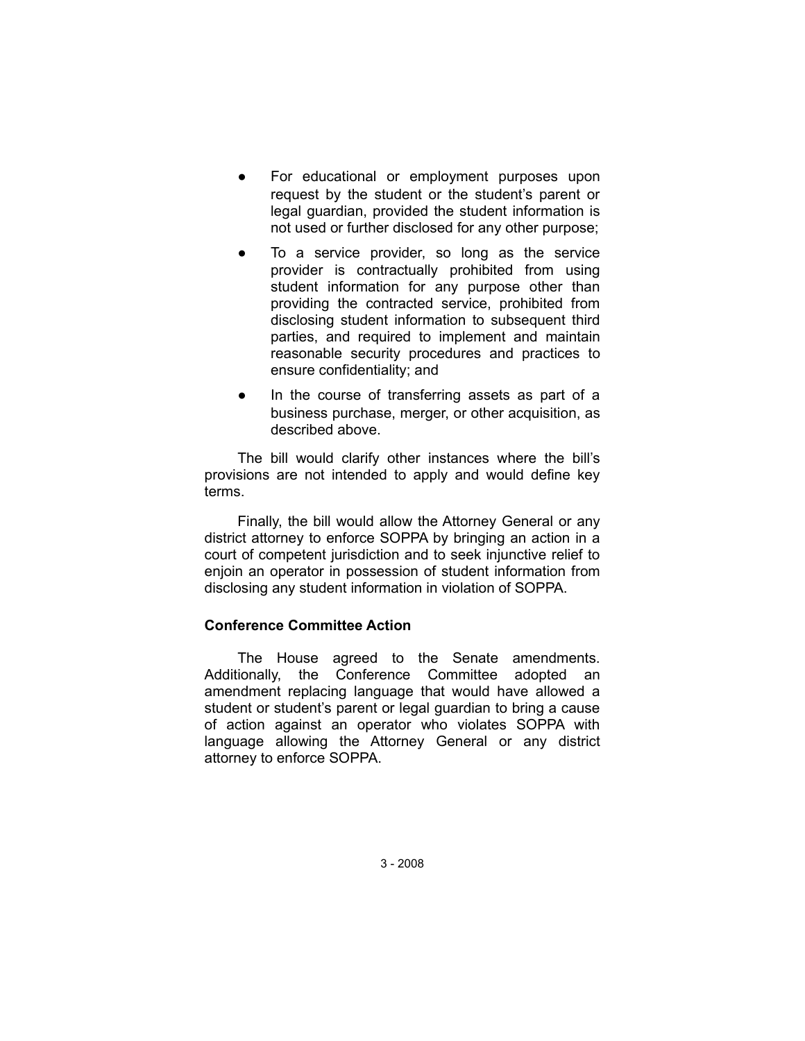- For educational or employment purposes upon request by the student or the student's parent or legal guardian, provided the student information is not used or further disclosed for any other purpose;
- To a service provider, so long as the service provider is contractually prohibited from using student information for any purpose other than providing the contracted service, prohibited from disclosing student information to subsequent third parties, and required to implement and maintain reasonable security procedures and practices to ensure confidentiality; and
- In the course of transferring assets as part of a business purchase, merger, or other acquisition, as described above.

The bill would clarify other instances where the bill's provisions are not intended to apply and would define key terms.

Finally, the bill would allow the Attorney General or any district attorney to enforce SOPPA by bringing an action in a court of competent jurisdiction and to seek injunctive relief to enjoin an operator in possession of student information from disclosing any student information in violation of SOPPA.

**Conference Committee Action**

The House agreed to the Senate amendments. Additionally, the Conference Committee adopted an amendment replacing language that would have allowed a student or student's parent or legal guardian to bring a cause of action against an operator who violates SOPPA with language allowing the Attorney General or any district attorney to enforce SOPPA.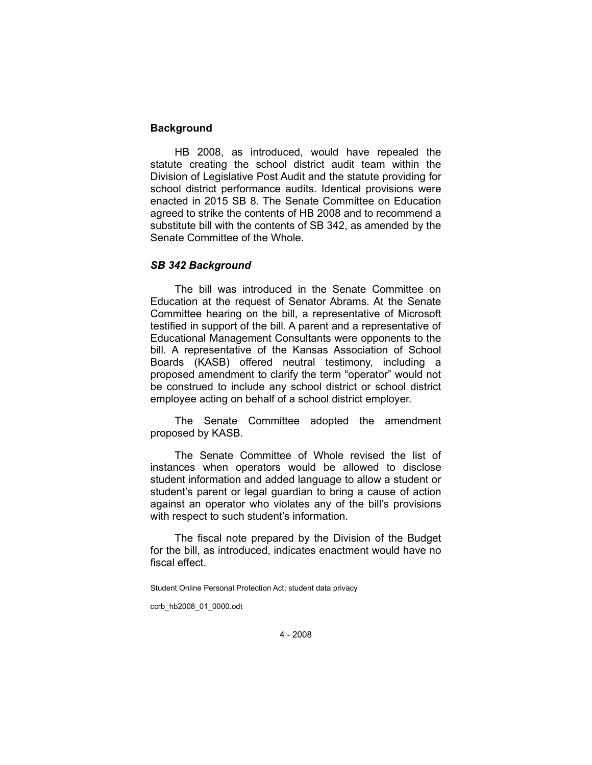## Background

HB 2008, as introduced, would have repealed the statute creating the school district audit team within the Division of Legislative Post Audit and the statute providing for school district performance audits. Identical provisions were enacted in 2015 SB 8. The Senate Committee on Education agreed to strike the contents of HB 2008 and to recommend a substitute bill with the contents of SB 342, as amended by the Senate Committee of the Whole.

### *SB 342 Background*

The bill was introduced in the Senate Committee on Education at the request of Senator Abrams. At the Senate Committee hearing on the bill, a representative of Microsoft testified in support of the bill. A parent and a representative of Educational Management Consultants were opponents to the bill. A representative of the Kansas Association of School Boards (KASB) offered neutral testimony, including a proposed amendment to clarify the term "operator" would not be construed to include any school district or school district employee acting on behalf of a school district employer.

The Senate Committee adopted the amendment proposed by KASB.

The Senate Committee of Whole revised the list of instances when operators would be allowed to disclose student information and added language to allow a student or student's parent or legal guardian to bring a cause of action against an operator who violates any of the bill's provisions with respect to such student's information.

The fiscal note prepared by the Division of the Budget for the bill, as introduced, indicates enactment would have no fiscal effect.

Student Online Personal Protection Act; student data privacy

ccrb_hb2008_01_0000.odt